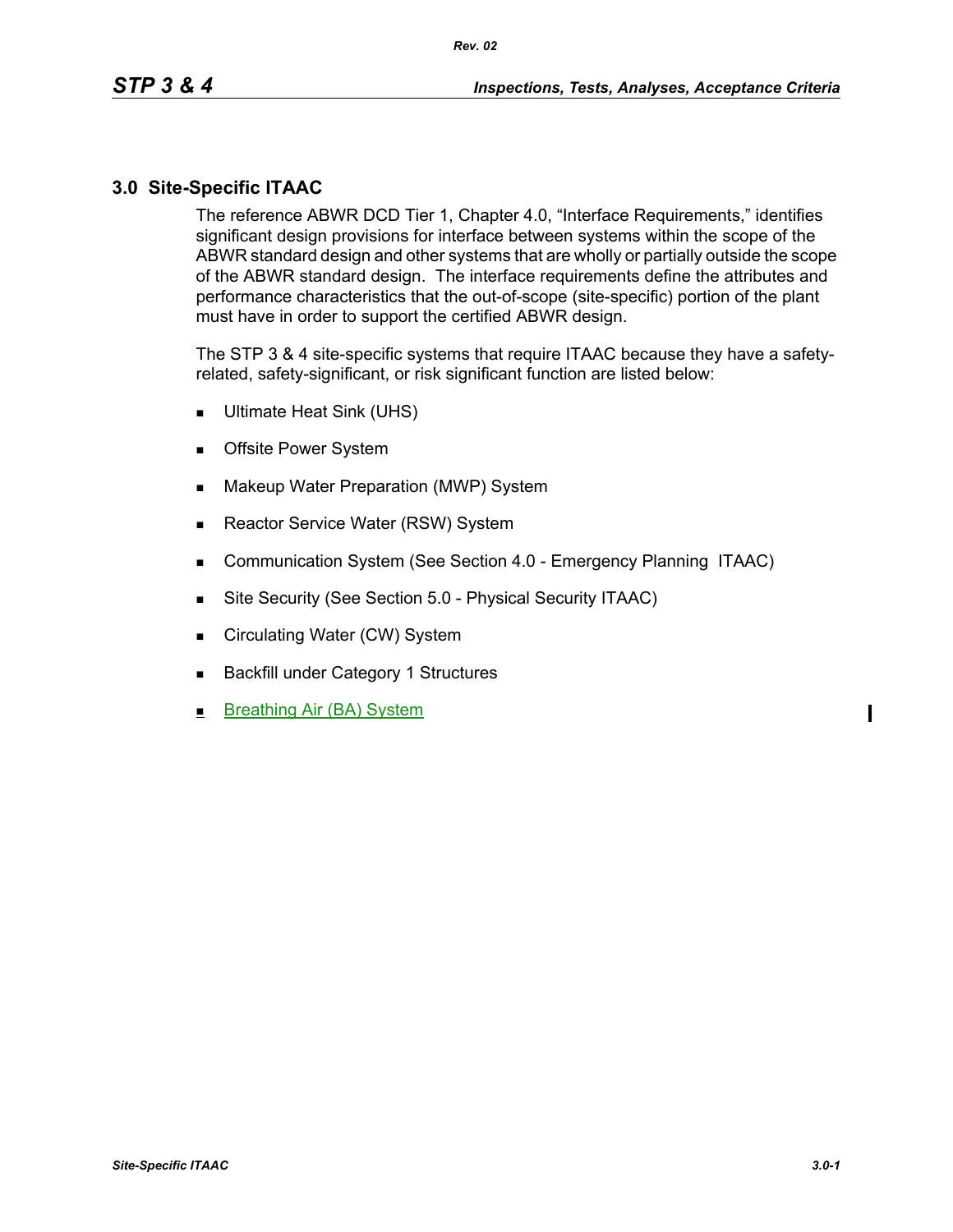# 3.0 Site-Specific ITAAC

The reference ABWR DCD Tier 1, Chapter 4.0, "Interface Requirements," identifies significant design provisions for interface between systems within the scope of the ABWR standard design and other systems that are wholly or partially outside the scope of the ABWR standard design. The interface requirements define the attributes and performance characteristics that the out-of-scope (site-specific) portion of the plant must have in order to support the certified ABWR design.

The STP 3 & 4 site-specific systems that require ITAAC because they have a safety-related, safety-significant, or risk significant function are listed below:

- Ultimate Heat Sink (UHS)
- Offsite Power System
- Makeup Water Preparation (MWP) System
- Reactor Service Water (RSW) System
- Communication System (See Section 4.0 - Emergency Planning ITAAC)
- Site Security (See Section 5.0 - Physical Security ITAAC)
- Circulating Water (CW) System
- Backfill under Category 1 Structures
- Breathing Air (BA) System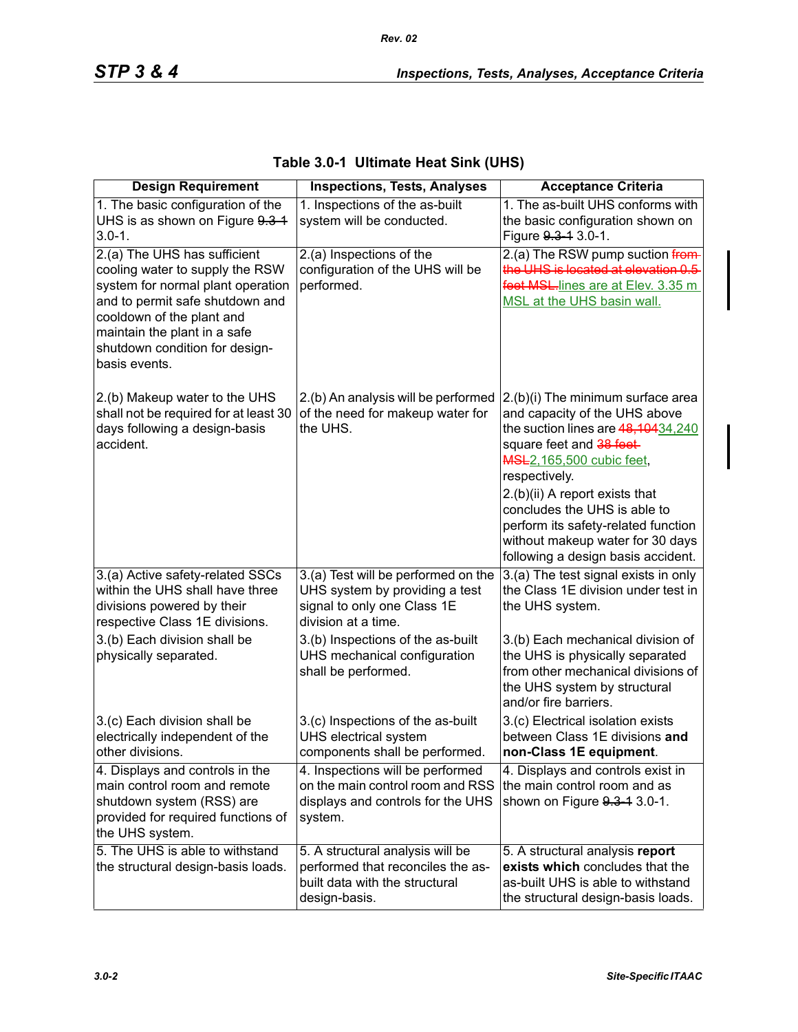**Table 3.0-1 Ultimate Heat Sink (UHS)**

| Design Requirement | Inspections, Tests, Analyses | Acceptance Criteria |
|---|---|---|
| 1. The basic configuration of the UHS is as shown on Figure ~~9.3-1~~ 3.0-1. | 1. Inspections of the as-built system will be conducted. | 1. The as-built UHS conforms with the basic configuration shown on Figure ~~9.3-1~~ 3.0-1. |
| 2.(a) The UHS has sufficient cooling water to supply the RSW system for normal plant operation and to permit safe shutdown and cooldown of the plant and maintain the plant in a safe shutdown condition for design-basis events. | 2.(a) Inspections of the configuration of the UHS will be performed. | 2.(a) The RSW pump suction ~~from the UHS is located at elevation 0.5 feet MSL.~~ lines are at Elev. 3.35 m MSL at the UHS basin wall. |
| 2.(b) Makeup water to the UHS shall not be required for at least 30 days following a design-basis accident. | 2.(b) An analysis will be performed of the need for makeup water for the UHS. | 2.(b)(i) The minimum surface area and capacity of the UHS above the suction lines are ~~48,104~~34,240 square feet and ~~38 feet MSL~~2,165,500 cubic feet, respectively.<br>2.(b)(ii) A report exists that concludes the UHS is able to perform its safety-related function without makeup water for 30 days following a design basis accident. |
| 3.(a) Active safety-related SSCs within the UHS shall have three divisions powered by their respective Class 1E divisions. | 3.(a) Test will be performed on the UHS system by providing a test signal to only one Class 1E division at a time. | 3.(a) The test signal exists in only the Class 1E division under test in the UHS system. |
| 3.(b) Each division shall be physically separated. | 3.(b) Inspections of the as-built UHS mechanical configuration shall be performed. | 3.(b) Each mechanical division of the UHS is physically separated from other mechanical divisions of the UHS system by structural and/or fire barriers. |
| 3.(c) Each division shall be electrically independent of the other divisions. | 3.(c) Inspections of the as-built UHS electrical system components shall be performed. | 3.(c) Electrical isolation exists between Class 1E divisions **and non-Class 1E equipment**. |
| 4. Displays and controls in the main control room and remote shutdown system (RSS) are provided for required functions of the UHS system. | 4. Inspections will be performed on the main control room and RSS displays and controls for the UHS system. | 4. Displays and controls exist in the main control room and as shown on Figure ~~9.3-1~~ 3.0-1. |
| 5. The UHS is able to withstand the structural design-basis loads. | 5. A structural analysis will be performed that reconciles the as-built data with the structural design-basis. | 5. A structural analysis **report exists which** concludes that the as-built UHS is able to withstand the structural design-basis loads. |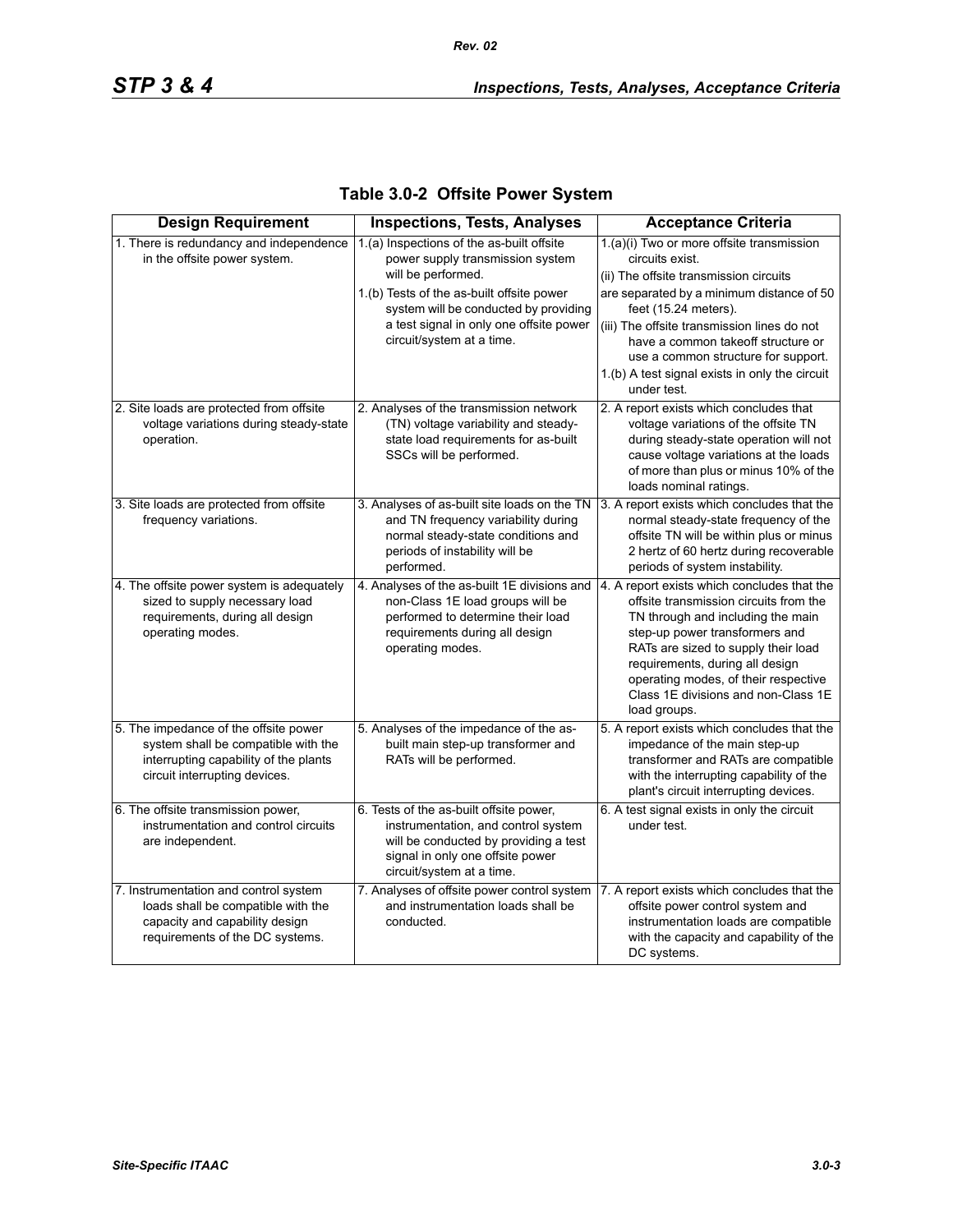**Table 3.0-2 Offsite Power System**

| Design Requirement | Inspections, Tests, Analyses | Acceptance Criteria |
|---|---|---|
| 1. There is redundancy and independence in the offsite power system. | 1.(a) Inspections of the as-built offsite power supply transmission system will be performed.<br>1.(b) Tests of the as-built offsite power system will be conducted by providing a test signal in only one offsite power circuit/system at a time. | 1.(a)(i) Two or more offsite transmission circuits exist.<br>(ii) The offsite transmission circuits are separated by a minimum distance of 50 feet (15.24 meters).<br>(iii) The offsite transmission lines do not have a common takeoff structure or use a common structure for support.<br>1.(b) A test signal exists in only the circuit under test. |
| 2. Site loads are protected from offsite voltage variations during steady-state operation. | 2. Analyses of the transmission network (TN) voltage variability and steady-state load requirements for as-built SSCs will be performed. | 2. A report exists which concludes that voltage variations of the offsite TN during steady-state operation will not cause voltage variations at the loads of more than plus or minus 10% of the loads nominal ratings. |
| 3. Site loads are protected from offsite frequency variations. | 3. Analyses of as-built site loads on the TN and TN frequency variability during normal steady-state conditions and periods of instability will be performed. | 3. A report exists which concludes that the normal steady-state frequency of the offsite TN will be within plus or minus 2 hertz of 60 hertz during recoverable periods of system instability. |
| 4. The offsite power system is adequately sized to supply necessary load requirements, during all design operating modes. | 4. Analyses of the as-built 1E divisions and non-Class 1E load groups will be performed to determine their load requirements during all design operating modes. | 4. A report exists which concludes that the offsite transmission circuits from the TN through and including the main step-up power transformers and RATs are sized to supply their load requirements, during all design operating modes, of their respective Class 1E divisions and non-Class 1E load groups. |
| 5. The impedance of the offsite power system shall be compatible with the interrupting capability of the plants circuit interrupting devices. | 5. Analyses of the impedance of the as-built main step-up transformer and RATs will be performed. | 5. A report exists which concludes that the impedance of the main step-up transformer and RATs are compatible with the interrupting capability of the plant's circuit interrupting devices. |
| 6. The offsite transmission power, instrumentation and control circuits are independent. | 6. Tests of the as-built offsite power, instrumentation, and control system will be conducted by providing a test signal in only one offsite power circuit/system at a time. | 6. A test signal exists in only the circuit under test. |
| 7. Instrumentation and control system loads shall be compatible with the capacity and capability design requirements of the DC systems. | 7. Analyses of offsite power control system and instrumentation loads shall be conducted. | 7. A report exists which concludes that the offsite power control system and instrumentation loads are compatible with the capacity and capability of the DC systems. |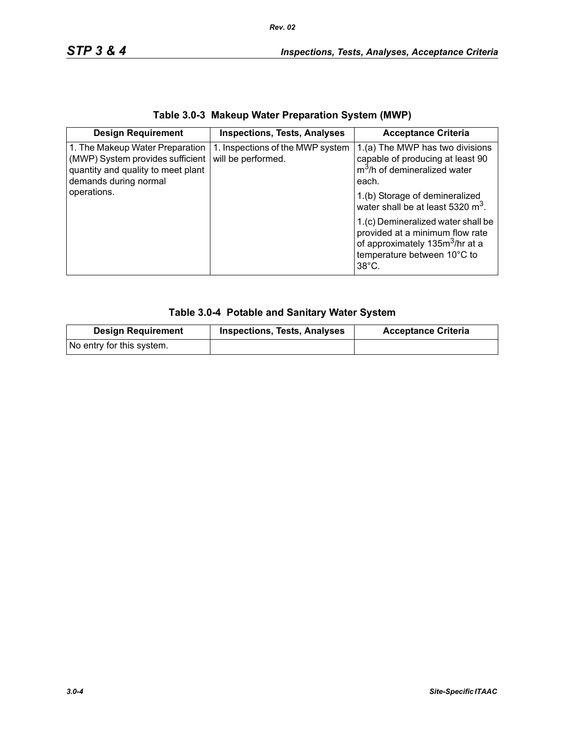## Table 3.0-3 Makeup Water Preparation System (MWP)

| Design Requirement | Inspections, Tests, Analyses | Acceptance Criteria |
|---|---|---|
| 1. The Makeup Water Preparation (MWP) System provides sufficient quantity and quality to meet plant demands during normal operations. | 1. Inspections of the MWP system will be performed. | 1.(a) The MWP has two divisions capable of producing at least 90 $m^3$/h of demineralized water each.<br>1.(b) Storage of demineralized water shall be at least 5320 $m^3$.<br>1.(c) Demineralized water shall be provided at a minimum flow rate of approximately 135$m^3$/hr at a temperature between 10°C to 38°C. |

## Table 3.0-4 Potable and Sanitary Water System

| Design Requirement | Inspections, Tests, Analyses | Acceptance Criteria |
|---|---|---|
| No entry for this system. | | |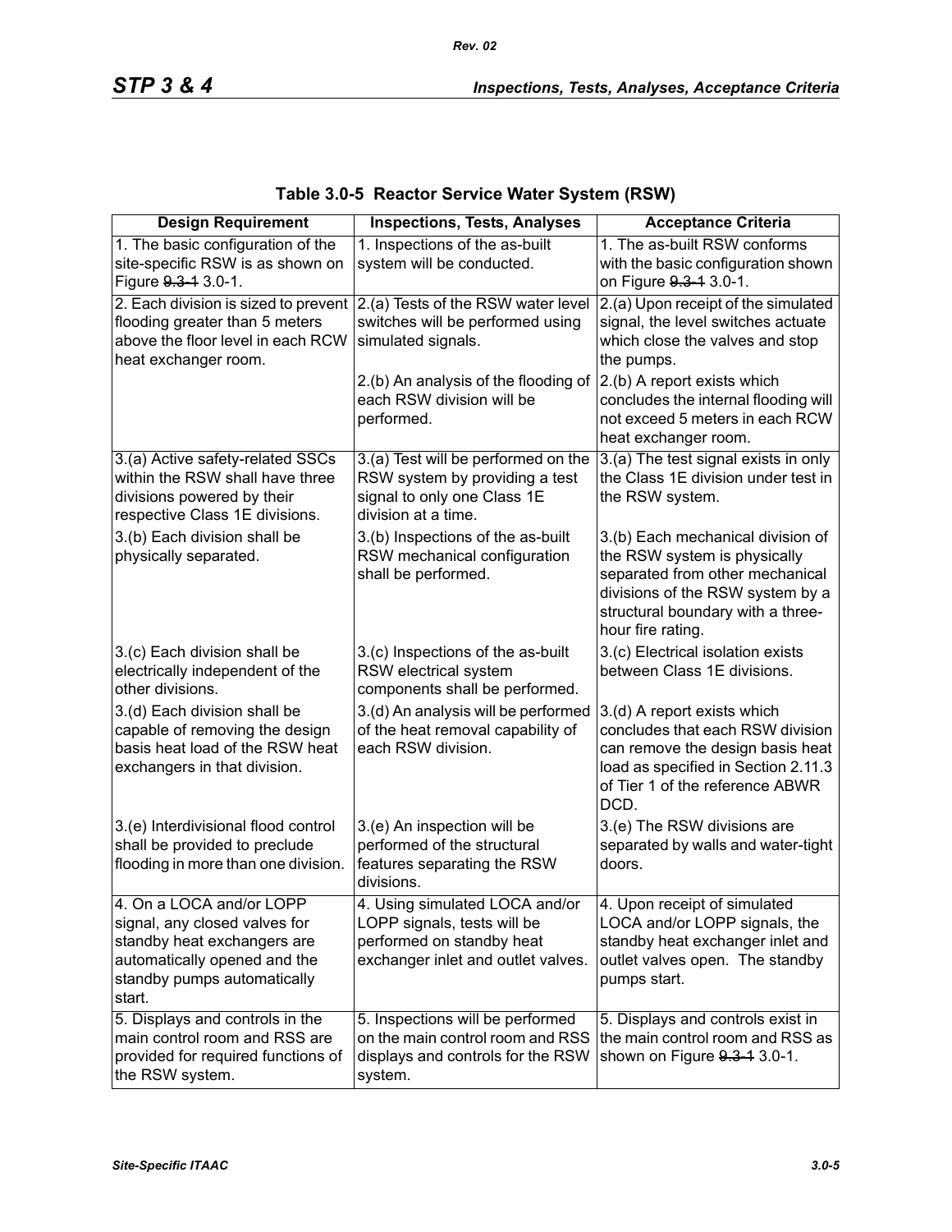## Table 3.0-5 Reactor Service Water System (RSW)

| Design Requirement | Inspections, Tests, Analyses | Acceptance Criteria |
|---|---|---|
| 1. The basic configuration of the site-specific RSW is as shown on Figure ~~9.3-1~~ 3.0-1. | 1. Inspections of the as-built system will be conducted. | 1. The as-built RSW conforms with the basic configuration shown on Figure ~~9.3-1~~ 3.0-1. |
| 2. Each division is sized to prevent flooding greater than 5 meters above the floor level in each RCW heat exchanger room. | 2.(a) Tests of the RSW water level switches will be performed using simulated signals. | 2.(a) Upon receipt of the simulated signal, the level switches actuate which close the valves and stop the pumps. |
| | 2.(b) An analysis of the flooding of each RSW division will be performed. | 2.(b) A report exists which concludes the internal flooding will not exceed 5 meters in each RCW heat exchanger room. |
| 3.(a) Active safety-related SSCs within the RSW shall have three divisions powered by their respective Class 1E divisions. | 3.(a) Test will be performed on the RSW system by providing a test signal to only one Class 1E division at a time. | 3.(a) The test signal exists in only the Class 1E division under test in the RSW system. |
| 3.(b) Each division shall be physically separated. | 3.(b) Inspections of the as-built RSW mechanical configuration shall be performed. | 3.(b) Each mechanical division of the RSW system is physically separated from other mechanical divisions of the RSW system by a structural boundary with a three-hour fire rating. |
| 3.(c) Each division shall be electrically independent of the other divisions. | 3.(c) Inspections of the as-built RSW electrical system components shall be performed. | 3.(c) Electrical isolation exists between Class 1E divisions. |
| 3.(d) Each division shall be capable of removing the design basis heat load of the RSW heat exchangers in that division. | 3.(d) An analysis will be performed of the heat removal capability of each RSW division. | 3.(d) A report exists which concludes that each RSW division can remove the design basis heat load as specified in Section 2.11.3 of Tier 1 of the reference ABWR DCD. |
| 3.(e) Interdivisional flood control shall be provided to preclude flooding in more than one division. | 3.(e) An inspection will be performed of the structural features separating the RSW divisions. | 3.(e) The RSW divisions are separated by walls and water-tight doors. |
| 4. On a LOCA and/or LOPP signal, any closed valves for standby heat exchangers are automatically opened and the standby pumps automatically start. | 4. Using simulated LOCA and/or LOPP signals, tests will be performed on standby heat exchanger inlet and outlet valves. | 4. Upon receipt of simulated LOCA and/or LOPP signals, the standby heat exchanger inlet and outlet valves open. The standby pumps start. |
| 5. Displays and controls in the main control room and RSS are provided for required functions of the RSW system. | 5. Inspections will be performed on the main control room and RSS displays and controls for the RSW system. | 5. Displays and controls exist in the main control room and RSS as shown on Figure ~~9.3-1~~ 3.0-1. |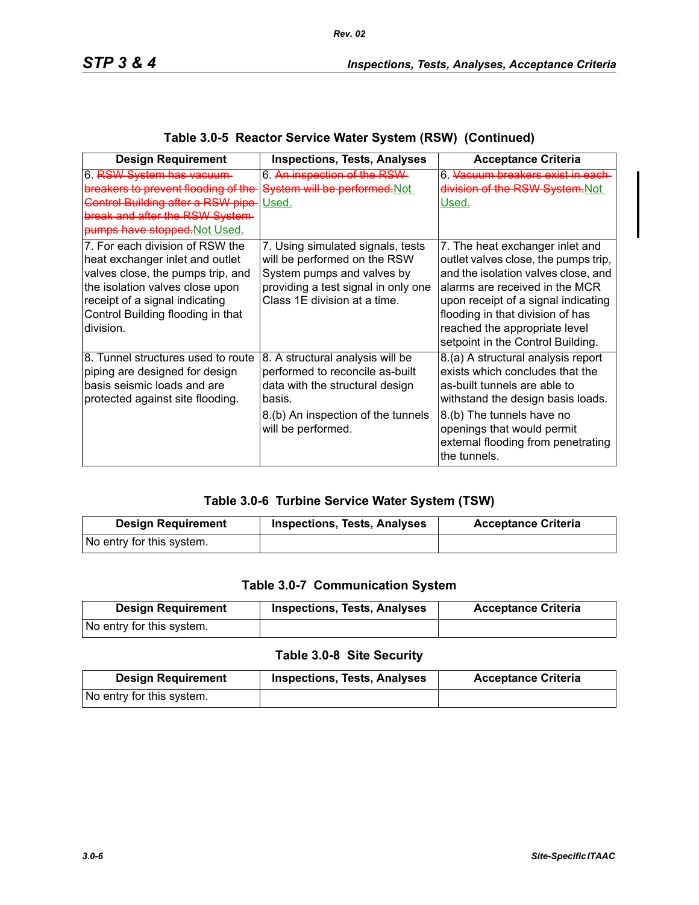**Table 3.0-5 Reactor Service Water System (RSW) (Continued)**

| Design Requirement | Inspections, Tests, Analyses | Acceptance Criteria |
|---|---|---|
| 6. ~~RSW System has vacuum breakers to prevent flooding of the Control Building after a RSW pipe break and after the RSW System pumps have stopped.~~Not Used. | 6. ~~An inspection of the RSW System will be performed.~~Not Used. | 6. ~~Vacuum breakers exist in each division of the RSW System.~~Not Used. |
| 7. For each division of RSW the heat exchanger inlet and outlet valves close, the pumps trip, and the isolation valves close upon receipt of a signal indicating Control Building flooding in that division. | 7. Using simulated signals, tests will be performed on the RSW System pumps and valves by providing a test signal in only one Class 1E division at a time. | 7. The heat exchanger inlet and outlet valves close, the pumps trip, and the isolation valves close, and alarms are received in the MCR upon receipt of a signal indicating flooding in that division of has reached the appropriate level setpoint in the Control Building. |
| 8. Tunnel structures used to route piping are designed for design basis seismic loads and are protected against site flooding. | 8. A structural analysis will be performed to reconcile as-built data with the structural design basis.<br><br>8.(b) An inspection of the tunnels will be performed. | 8.(a) A structural analysis report exists which concludes that the as-built tunnels are able to withstand the design basis loads.<br><br>8.(b) The tunnels have no openings that would permit external flooding from penetrating the tunnels. |

**Table 3.0-6 Turbine Service Water System (TSW)**

| Design Requirement | Inspections, Tests, Analyses | Acceptance Criteria |
|---|---|---|
| No entry for this system. | | |

**Table 3.0-7 Communication System**

| Design Requirement | Inspections, Tests, Analyses | Acceptance Criteria |
|---|---|---|
| No entry for this system. | | |

**Table 3.0-8 Site Security**

| Design Requirement | Inspections, Tests, Analyses | Acceptance Criteria |
|---|---|---|
| No entry for this system. | | |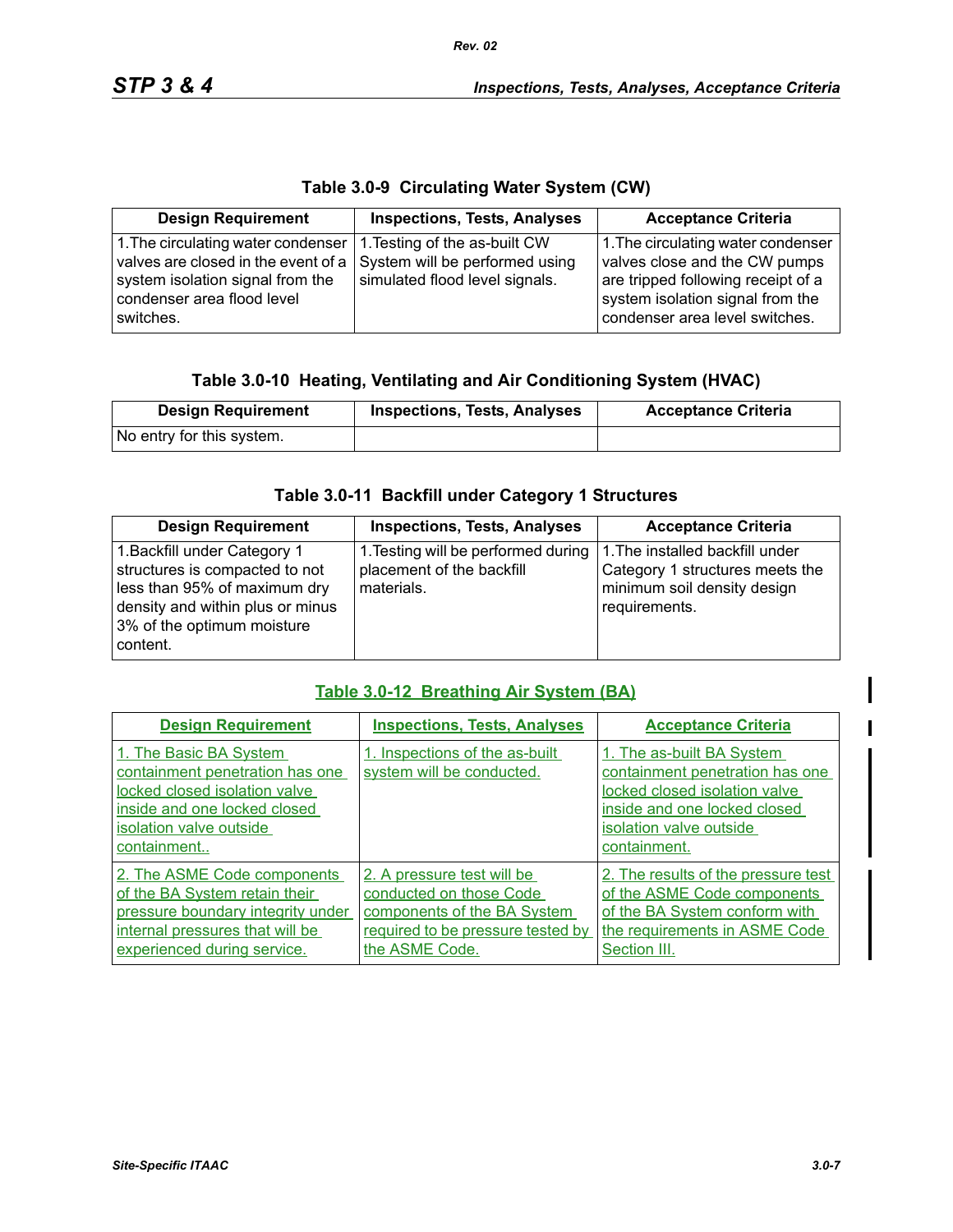**Table 3.0-9 Circulating Water System (CW)**

| Design Requirement | Inspections, Tests, Analyses | Acceptance Criteria |
|---|---|---|
| 1. The circulating water condenser valves are closed in the event of a system isolation signal from the condenser area flood level switches. | 1. Testing of the as-built CW System will be performed using simulated flood level signals. | 1. The circulating water condenser valves close and the CW pumps are tripped following receipt of a system isolation signal from the condenser area level switches. |

**Table 3.0-10 Heating, Ventilating and Air Conditioning System (HVAC)**

| Design Requirement | Inspections, Tests, Analyses | Acceptance Criteria |
|---|---|---|
| No entry for this system. | | |

**Table 3.0-11 Backfill under Category 1 Structures**

| Design Requirement | Inspections, Tests, Analyses | Acceptance Criteria |
|---|---|---|
| 1. Backfill under Category 1 structures is compacted to not less than 95% of maximum dry density and within plus or minus 3% of the optimum moisture content. | 1. Testing will be performed during placement of the backfill materials. | 1. The installed backfill under Category 1 structures meets the minimum soil density design requirements. |

**Table 3.0-12 Breathing Air System (BA)**

| Design Requirement | Inspections, Tests, Analyses | Acceptance Criteria |
|---|---|---|
| 1. The Basic BA System containment penetration has one locked closed isolation valve inside and one locked closed isolation valve outside containment.. | 1. Inspections of the as-built system will be conducted. | 1. The as-built BA System containment penetration has one locked closed isolation valve inside and one locked closed isolation valve outside containment. |
| 2. The ASME Code components of the BA System retain their pressure boundary integrity under internal pressures that will be experienced during service. | 2. A pressure test will be conducted on those Code components of the BA System required to be pressure tested by the ASME Code. | 2. The results of the pressure test of the ASME Code components of the BA System conform with the requirements in ASME Code Section III. |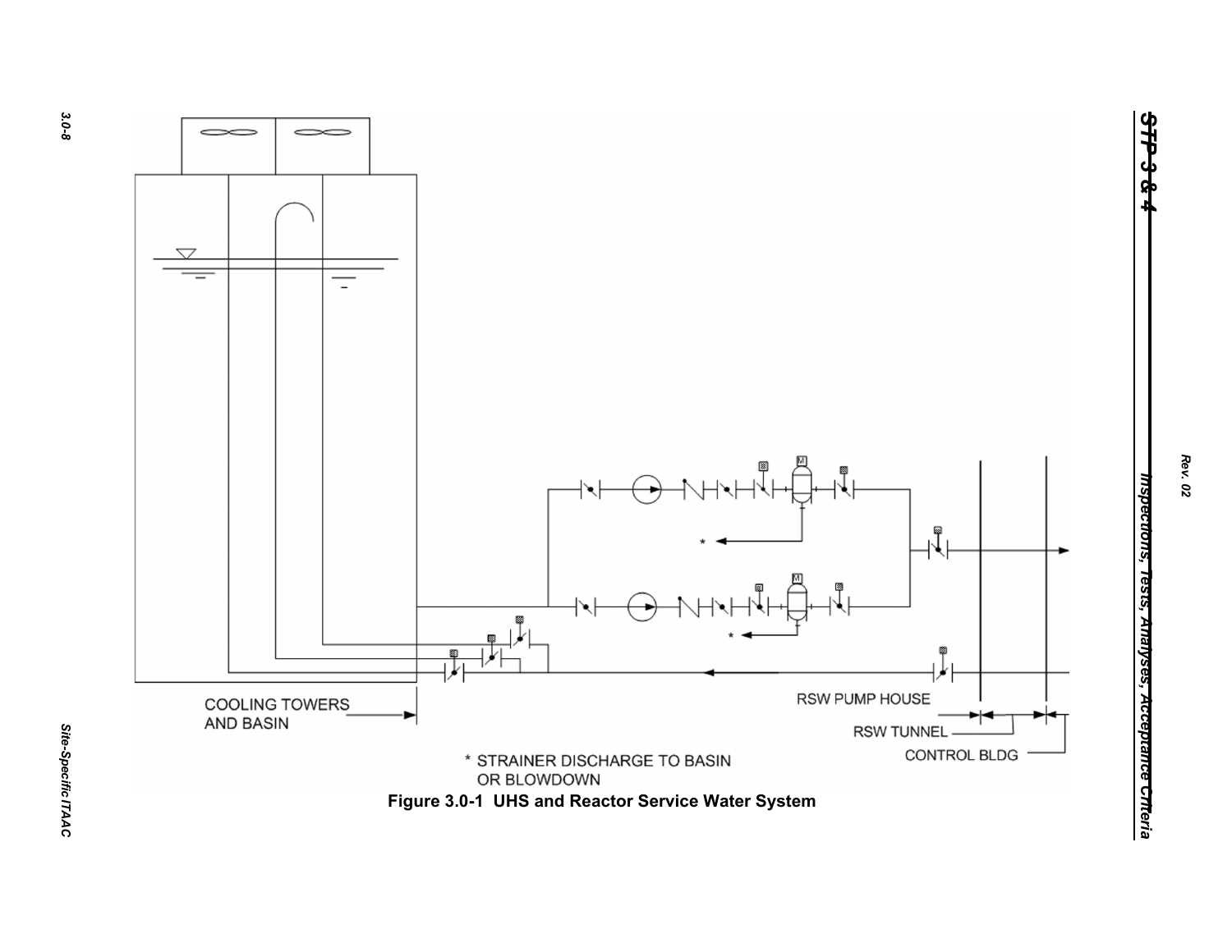COOLING TOWERS AND BASIN

RSW PUMP HOUSE

RSW TUNNEL

CONTROL BLDG

\* STRAINER DISCHARGE TO BASIN OR BLOWDOWN

**Figure 3.0-1 UHS and Reactor Service Water System**